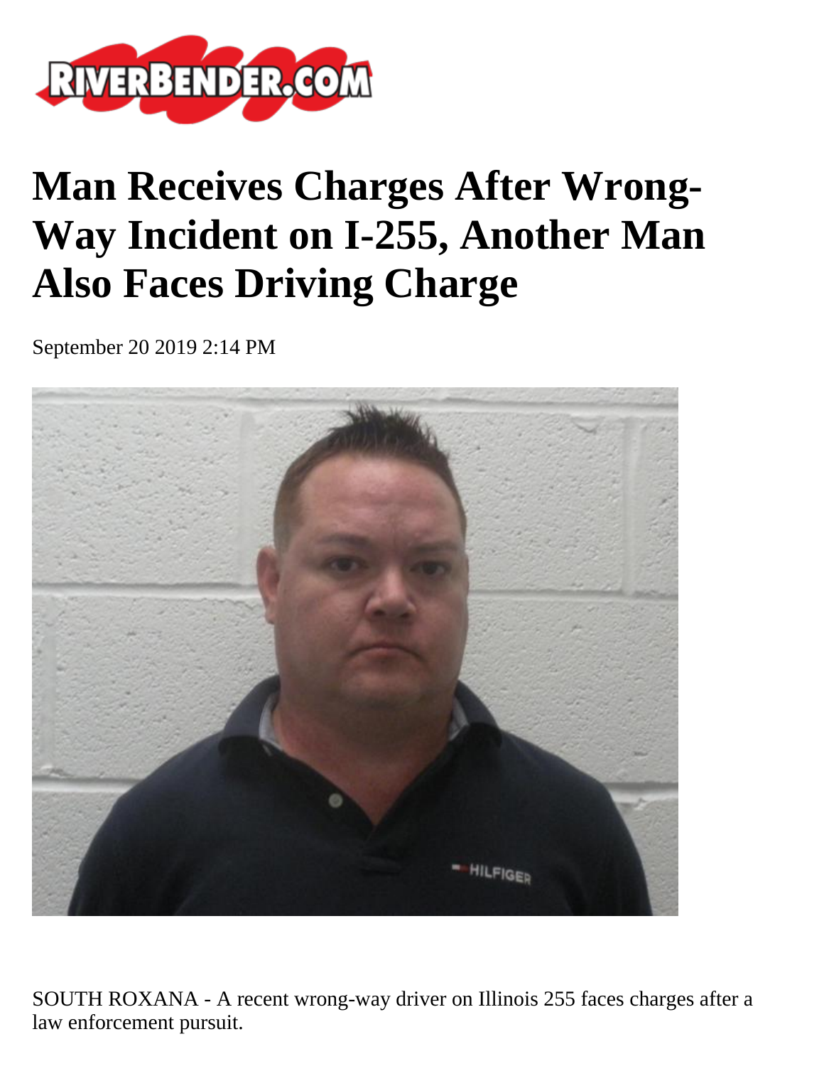# Man Receives Charges After Wrong-Way Incident on I-255, Another Man Also Faces Driving Charge

September 20 2019 2:14 PM

SOUTH ROXANA - A recent wrong-way driver on Illinois 255 faces charges after a law enforcement pursuit.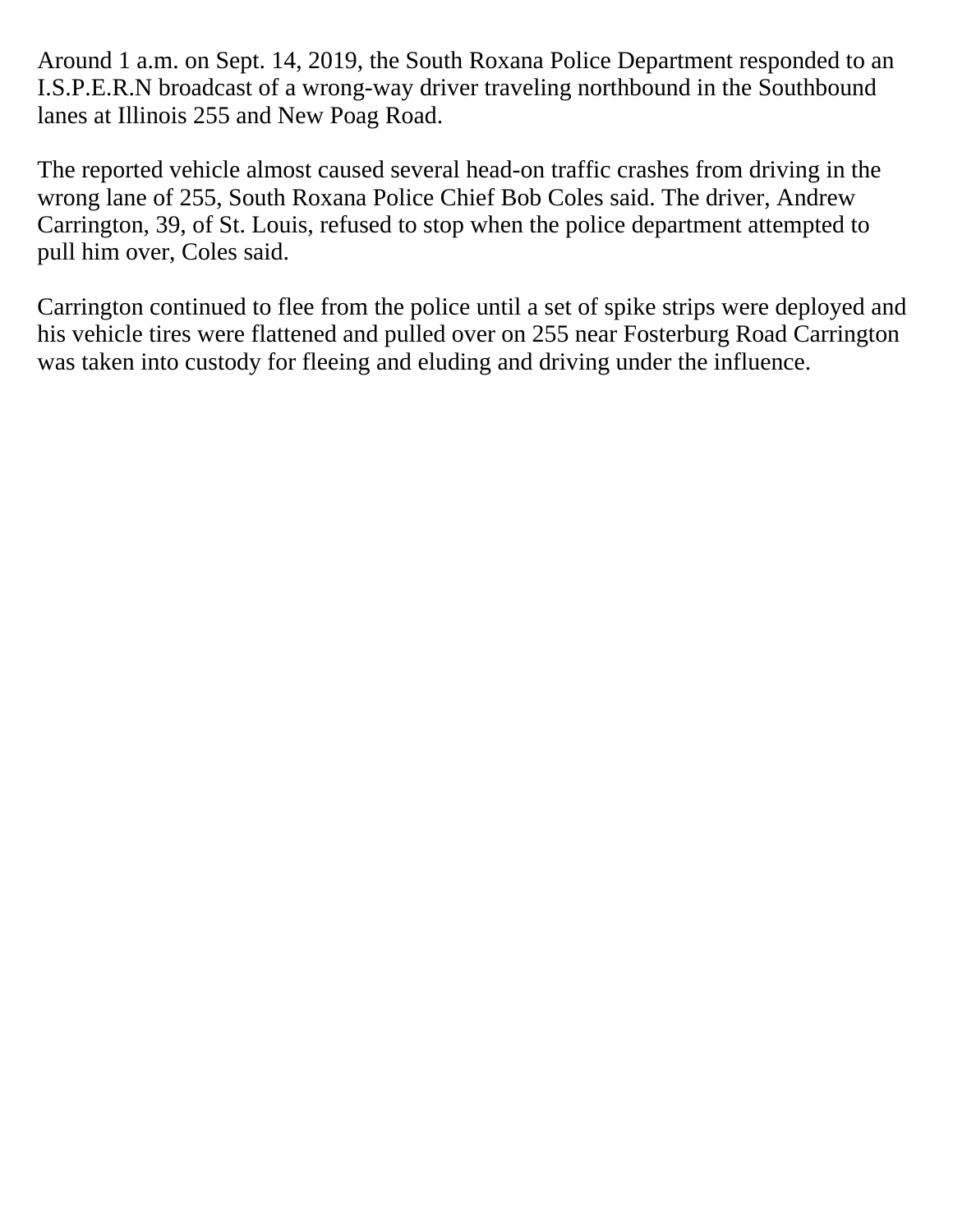Around 1 a.m. on Sept. 14, 2019, the South Roxana Police Department responded to an I.S.P.E.R.N broadcast of a wrong-way driver traveling northbound in the Southbound lanes at Illinois 255 and New Poag Road.

The reported vehicle almost caused several head-on traffic crashes from driving in the wrong lane of 255, South Roxana Police Chief Bob Coles said. The driver, Andrew Carrington, 39, of St. Louis, refused to stop when the police department attempted to pull him over, Coles said.

Carrington continued to flee from the police until a set of spike strips were deployed and his vehicle tires were flattened and pulled over on 255 near Fosterburg Road Carrington was taken into custody for fleeing and eluding and driving under the influence.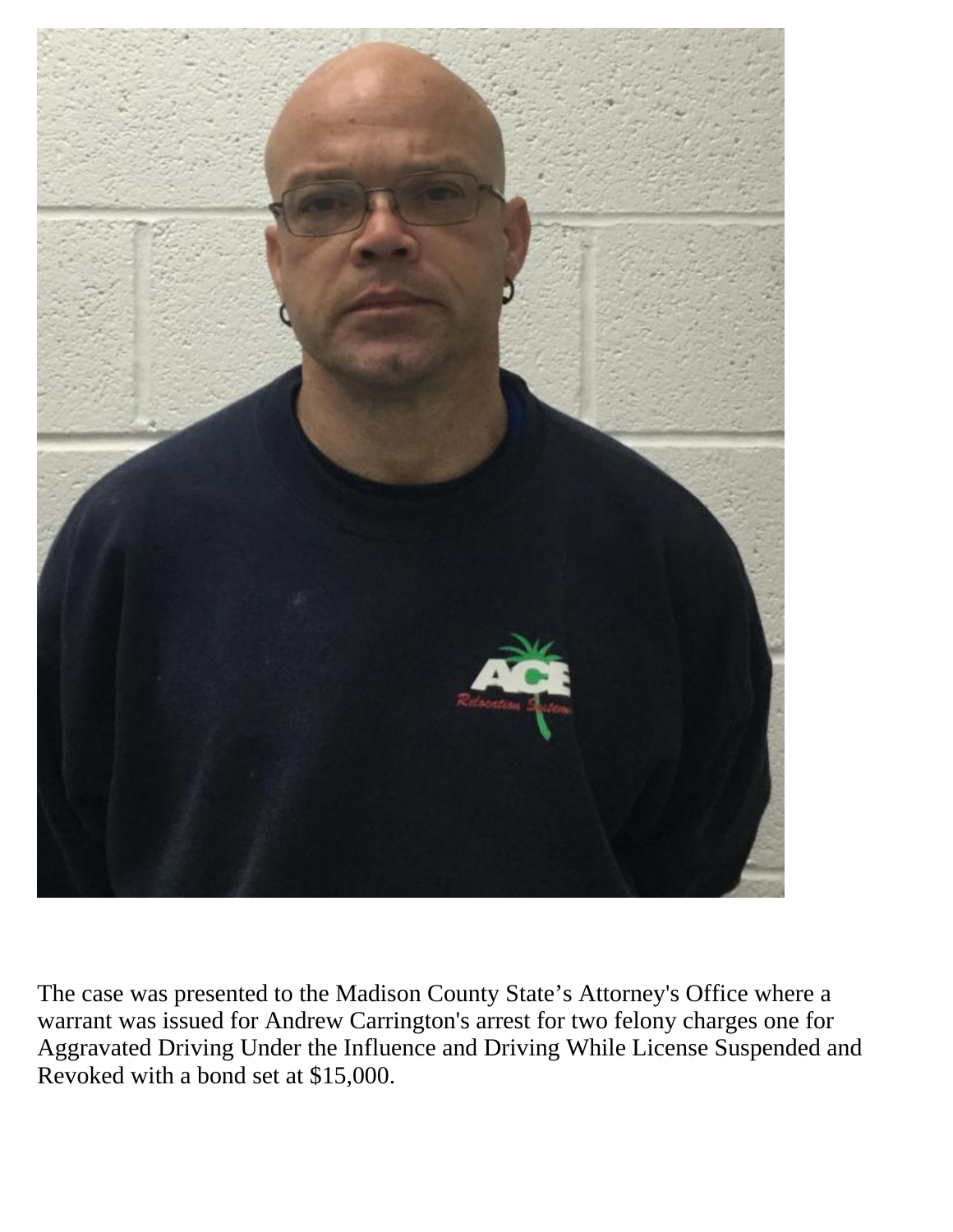The case was presented to the Madison County State's Attorney's Office where a warrant was issued for Andrew Carrington's arrest for two felony charges one for Aggravated Driving Under the Influence and Driving While License Suspended and Revoked with a bond set at $15,000.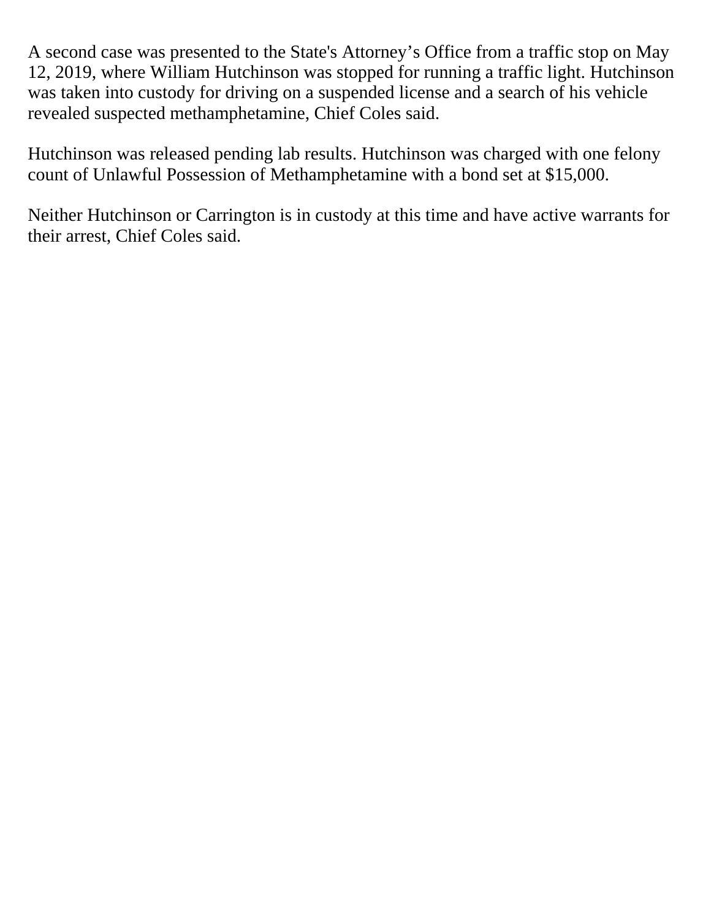A second case was presented to the State's Attorney’s Office from a traffic stop on May 12, 2019, where William Hutchinson was stopped for running a traffic light. Hutchinson was taken into custody for driving on a suspended license and a search of his vehicle revealed suspected methamphetamine, Chief Coles said.

Hutchinson was released pending lab results. Hutchinson was charged with one felony count of Unlawful Possession of Methamphetamine with a bond set at $15,000.

Neither Hutchinson or Carrington is in custody at this time and have active warrants for their arrest, Chief Coles said.